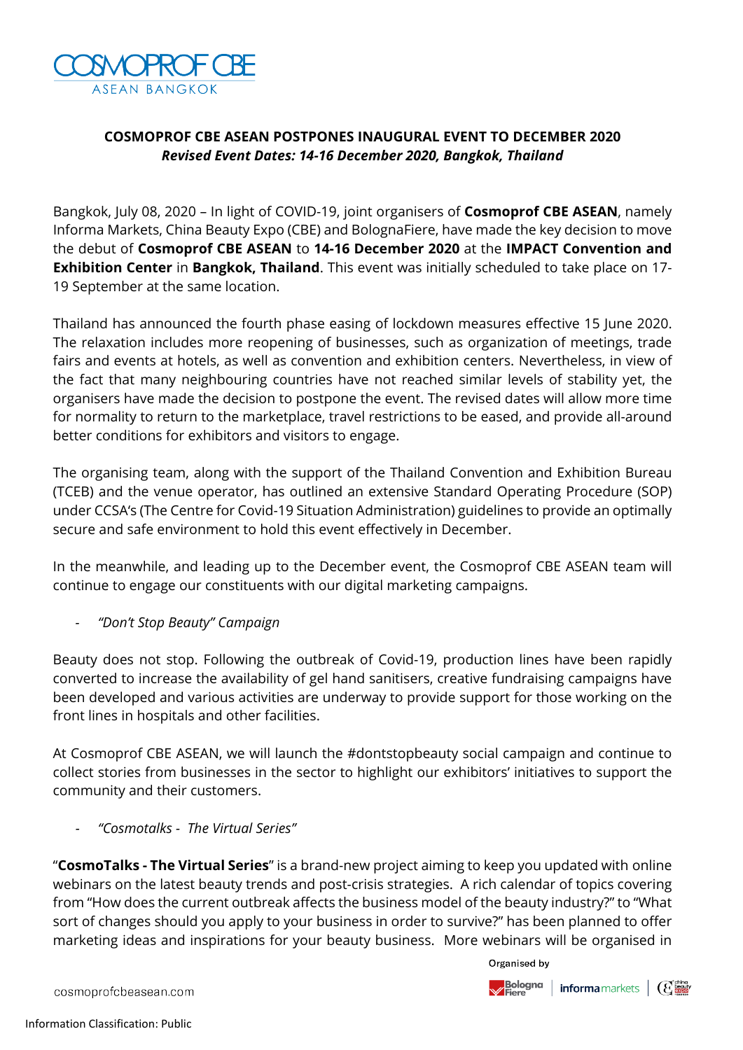# COSMOPROF CBE ASEAN POSTPONES INAUGURAL EVENT TO DECEMBER 2020

***Revised Event Dates: 14-16 December 2020, Bangkok, Thailand***

Bangkok, July 08, 2020 – In light of COVID-19, joint organisers of **Cosmoprof CBE ASEAN**, namely Informa Markets, China Beauty Expo (CBE) and BolognaFiere, have made the key decision to move the debut of **Cosmoprof CBE ASEAN** to **14-16 December 2020** at the **IMPACT Convention and Exhibition Center** in **Bangkok, Thailand**. This event was initially scheduled to take place on 17-19 September at the same location.

Thailand has announced the fourth phase easing of lockdown measures effective 15 June 2020. The relaxation includes more reopening of businesses, such as organization of meetings, trade fairs and events at hotels, as well as convention and exhibition centers. Nevertheless, in view of the fact that many neighbouring countries have not reached similar levels of stability yet, the organisers have made the decision to postpone the event. The revised dates will allow more time for normality to return to the marketplace, travel restrictions to be eased, and provide all-around better conditions for exhibitors and visitors to engage.

The organising team, along with the support of the Thailand Convention and Exhibition Bureau (TCEB) and the venue operator, has outlined an extensive Standard Operating Procedure (SOP) under CCSA's (The Centre for Covid-19 Situation Administration) guidelines to provide an optimally secure and safe environment to hold this event effectively in December.

In the meanwhile, and leading up to the December event, the Cosmoprof CBE ASEAN team will continue to engage our constituents with our digital marketing campaigns.

- *"Don't Stop Beauty" Campaign*

Beauty does not stop. Following the outbreak of Covid-19, production lines have been rapidly converted to increase the availability of gel hand sanitisers, creative fundraising campaigns have been developed and various activities are underway to provide support for those working on the front lines in hospitals and other facilities.

At Cosmoprof CBE ASEAN, we will launch the #dontstopbeauty social campaign and continue to collect stories from businesses in the sector to highlight our exhibitors' initiatives to support the community and their customers.

- *"Cosmotalks - The Virtual Series"*

"**CosmoTalks - The Virtual Series**" is a brand-new project aiming to keep you updated with online webinars on the latest beauty trends and post-crisis strategies. A rich calendar of topics covering from "How does the current outbreak affects the business model of the beauty industry?" to "What sort of changes should you apply to your business in order to survive?" has been planned to offer marketing ideas and inspirations for your beauty business. More webinars will be organised in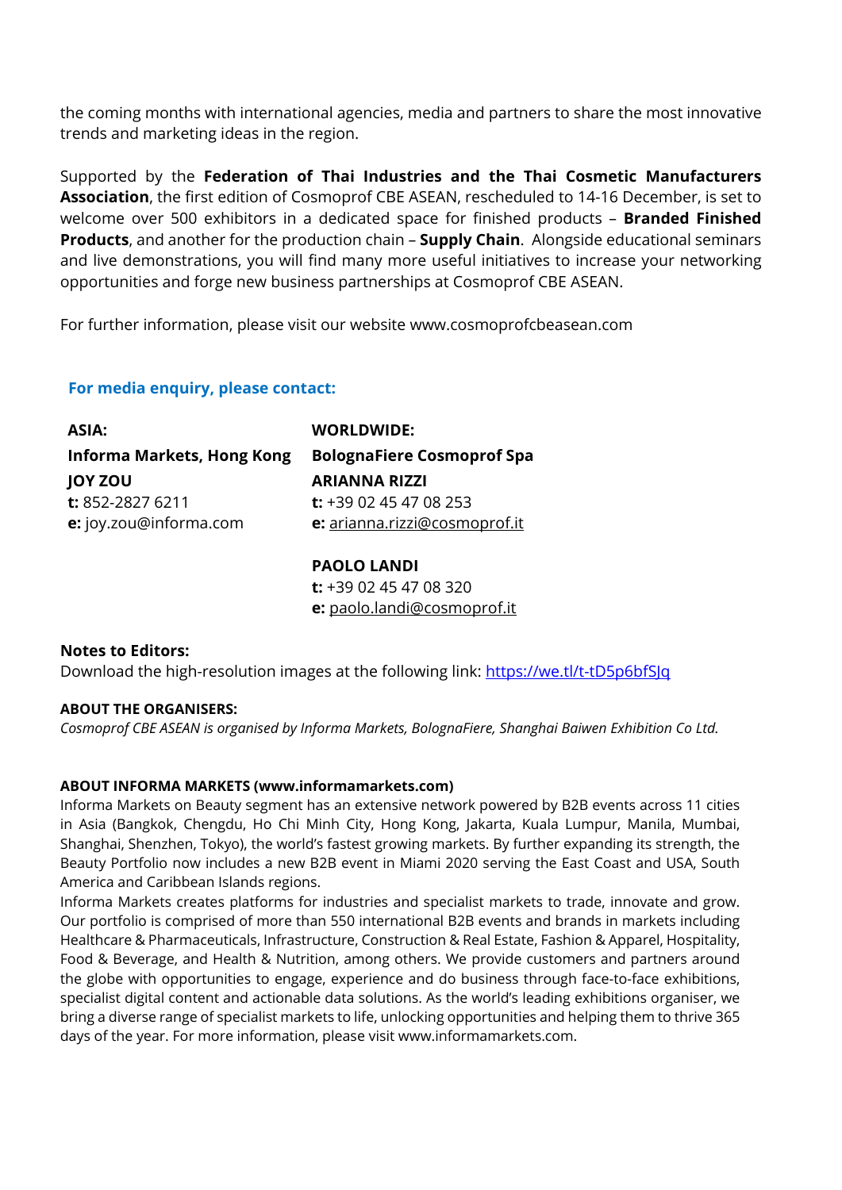the coming months with international agencies, media and partners to share the most innovative trends and marketing ideas in the region.

Supported by the **Federation of Thai Industries and the Thai Cosmetic Manufacturers Association**, the first edition of Cosmoprof CBE ASEAN, rescheduled to 14-16 December, is set to welcome over 500 exhibitors in a dedicated space for finished products – **Branded Finished Products**, and another for the production chain – **Supply Chain**. Alongside educational seminars and live demonstrations, you will find many more useful initiatives to increase your networking opportunities and forge new business partnerships at Cosmoprof CBE ASEAN.

For further information, please visit our website www.cosmoprofcbeasean.com

**For media enquiry, please contact:**

**ASIA:**
**Informa Markets, Hong Kong**
**JOY ZOU**
**t:** 852-2827 6211
**e:** joy.zou@informa.com

**WORLDWIDE:**
**BolognaFiere Cosmoprof Spa**
**ARIANNA RIZZI**
**t:** +39 02 45 47 08 253
**e:** arianna.rizzi@cosmoprof.it

**PAOLO LANDI**
**t:** +39 02 45 47 08 320
**e:** paolo.landi@cosmoprof.it

**Notes to Editors:**
Download the high-resolution images at the following link: https://we.tl/t-tD5p6bfSJq

**ABOUT THE ORGANISERS:**
*Cosmoprof CBE ASEAN is organised by Informa Markets, BolognaFiere, Shanghai Baiwen Exhibition Co Ltd.*

**ABOUT INFORMA MARKETS (www.informamarkets.com)**
Informa Markets on Beauty segment has an extensive network powered by B2B events across 11 cities in Asia (Bangkok, Chengdu, Ho Chi Minh City, Hong Kong, Jakarta, Kuala Lumpur, Manila, Mumbai, Shanghai, Shenzhen, Tokyo), the world's fastest growing markets. By further expanding its strength, the Beauty Portfolio now includes a new B2B event in Miami 2020 serving the East Coast and USA, South America and Caribbean Islands regions.
Informa Markets creates platforms for industries and specialist markets to trade, innovate and grow. Our portfolio is comprised of more than 550 international B2B events and brands in markets including Healthcare & Pharmaceuticals, Infrastructure, Construction & Real Estate, Fashion & Apparel, Hospitality, Food & Beverage, and Health & Nutrition, among others. We provide customers and partners around the globe with opportunities to engage, experience and do business through face-to-face exhibitions, specialist digital content and actionable data solutions. As the world's leading exhibitions organiser, we bring a diverse range of specialist markets to life, unlocking opportunities and helping them to thrive 365 days of the year. For more information, please visit www.informamarkets.com.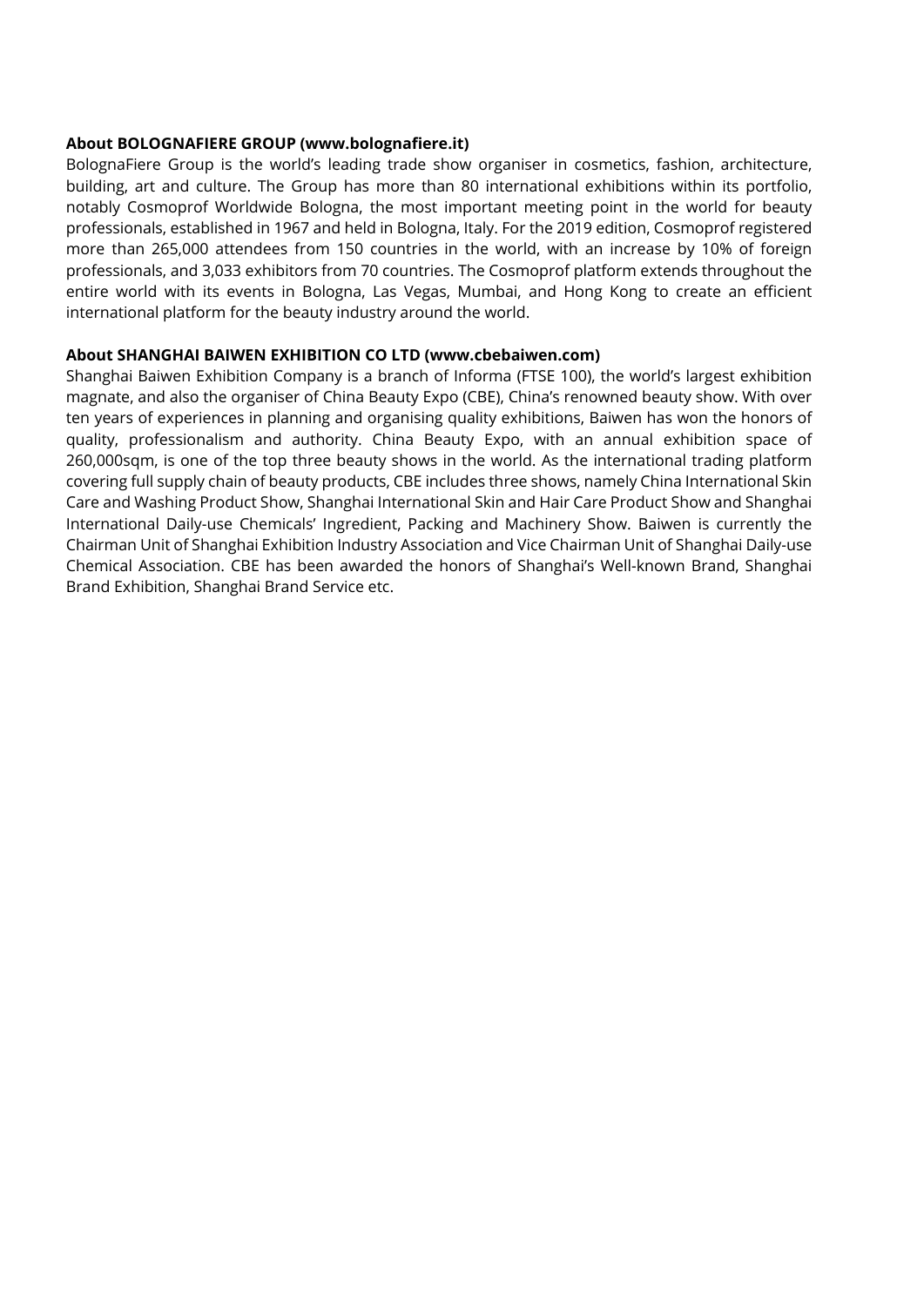**About BOLOGNAFIERE GROUP (www.bolognafiere.it)**

BolognaFiere Group is the world's leading trade show organiser in cosmetics, fashion, architecture, building, art and culture. The Group has more than 80 international exhibitions within its portfolio, notably Cosmoprof Worldwide Bologna, the most important meeting point in the world for beauty professionals, established in 1967 and held in Bologna, Italy. For the 2019 edition, Cosmoprof registered more than 265,000 attendees from 150 countries in the world, with an increase by 10% of foreign professionals, and 3,033 exhibitors from 70 countries. The Cosmoprof platform extends throughout the entire world with its events in Bologna, Las Vegas, Mumbai, and Hong Kong to create an efficient international platform for the beauty industry around the world.

**About SHANGHAI BAIWEN EXHIBITION CO LTD (www.cbebaiwen.com)**

Shanghai Baiwen Exhibition Company is a branch of Informa (FTSE 100), the world's largest exhibition magnate, and also the organiser of China Beauty Expo (CBE), China's renowned beauty show. With over ten years of experiences in planning and organising quality exhibitions, Baiwen has won the honors of quality, professionalism and authority. China Beauty Expo, with an annual exhibition space of 260,000sqm, is one of the top three beauty shows in the world. As the international trading platform covering full supply chain of beauty products, CBE includes three shows, namely China International Skin Care and Washing Product Show, Shanghai International Skin and Hair Care Product Show and Shanghai International Daily-use Chemicals' Ingredient, Packing and Machinery Show. Baiwen is currently the Chairman Unit of Shanghai Exhibition Industry Association and Vice Chairman Unit of Shanghai Daily-use Chemical Association. CBE has been awarded the honors of Shanghai's Well-known Brand, Shanghai Brand Exhibition, Shanghai Brand Service etc.